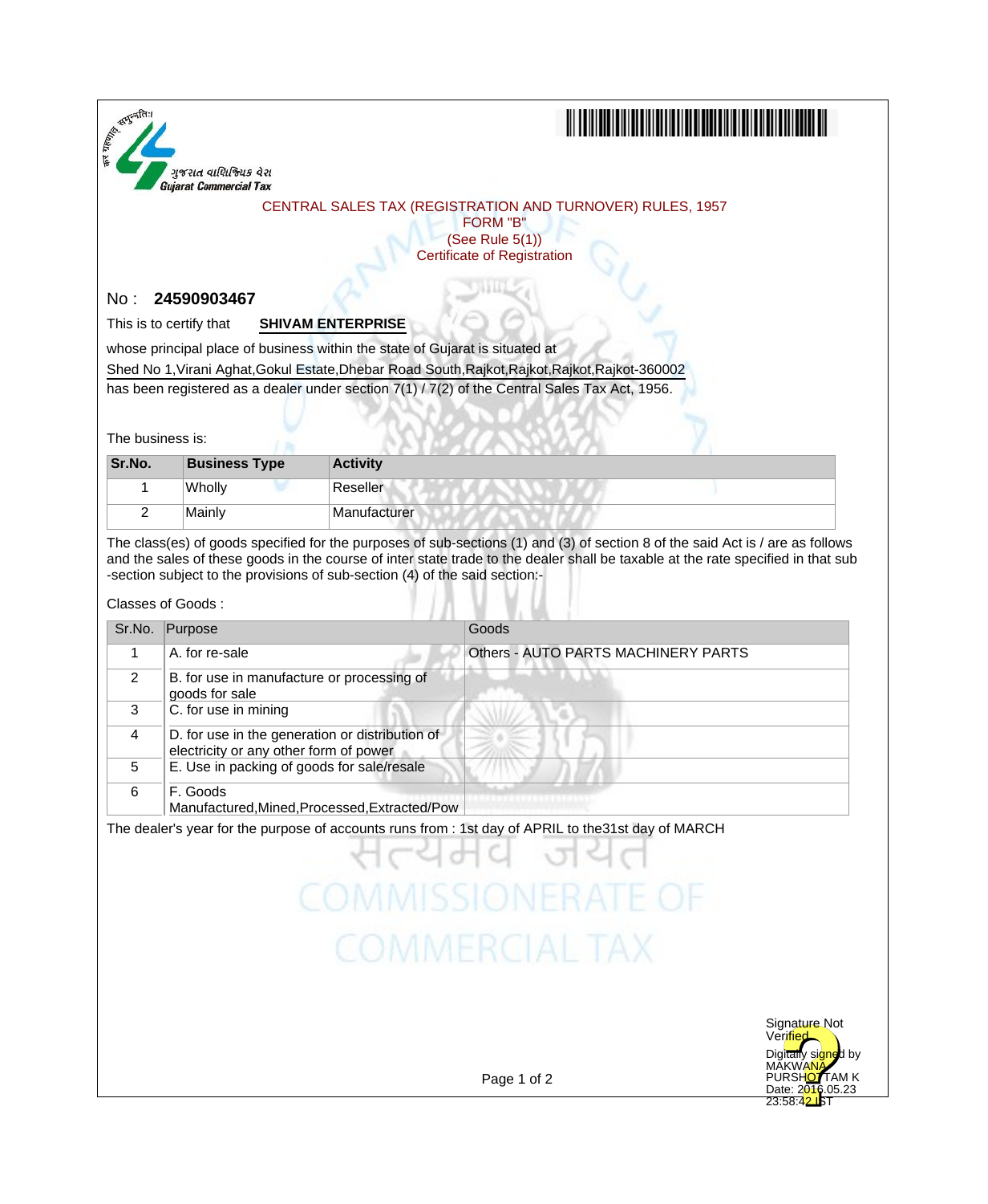ગુજરાત વાણિજ્યિક વેરા
Gujarat Commercial Tax

## CENTRAL SALES TAX (REGISTRATION AND TURNOVER) RULES, 1957
FORM "B"
(See Rule 5(1))
Certificate of Registration

No : **24590903467**

This is to certify that **SHIVAM ENTERPRISE**

whose principal place of business within the state of Gujarat is situated at
Shed No 1,Virani Aghat,Gokul Estate,Dhebar Road South,Rajkot,Rajkot,Rajkot,Rajkot-360002
has been registered as a dealer under section 7(1) / 7(2) of the Central Sales Tax Act, 1956.

The business is:

| Sr.No. | Business Type | Activity |
|---|---|---|
| 1 | Wholly | Reseller |
| 2 | Mainly | Manufacturer |

The class(es) of goods specified for the purposes of sub-sections (1) and (3) of section 8 of the said Act is / are as follows and the sales of these goods in the course of inter state trade to the dealer shall be taxable at the rate specified in that sub -section subject to the provisions of sub-section (4) of the said section:-

Classes of Goods :

| Sr.No. | Purpose | Goods |
|---|---|---|
| 1 | A. for re-sale | Others - AUTO PARTS MACHINERY PARTS |
| 2 | B. for use in manufacture or processing of goods for sale | |
| 3 | C. for use in mining | |
| 4 | D. for use in the generation or distribution of electricity or any other form of power | |
| 5 | E. Use in packing of goods for sale/resale | |
| 6 | F. Goods Manufactured,Mined,Processed,Extracted/Pow | |

The dealer's year for the purpose of accounts runs from : 1st day of APRIL to the31st day of MARCH

Signature Not Verified
Digitally signed by MAKWANA PURSHOTTAM K
Date: 2016.05.23 23:58:42 IST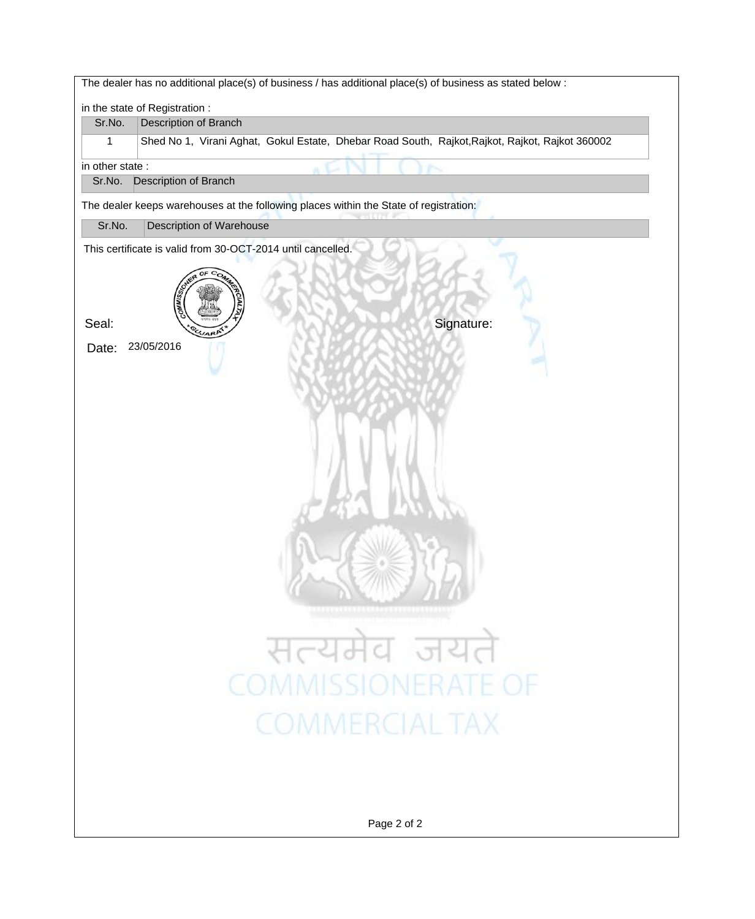The dealer has no additional place(s) of business / has additional place(s) of business as stated below :

in the state of Registration :

| Sr.No. | Description of Branch |
|---|---|
| 1 | Shed No 1, Virani Aghat, Gokul Estate, Dhebar Road South, Rajkot,Rajkot, Rajkot, Rajkot 360002 |

in other state :

| Sr.No. | Description of Branch |
|---|---|

The dealer keeps warehouses at the following places within the State of registration:

| Sr.No. | Description of Warehouse |
|---|---|

This certificate is valid from 30-OCT-2014 until cancelled.

Seal: COMMISSIONER OF COMMERCIAL TAX * GUJARAT *

Signature:

Date: 23/05/2016